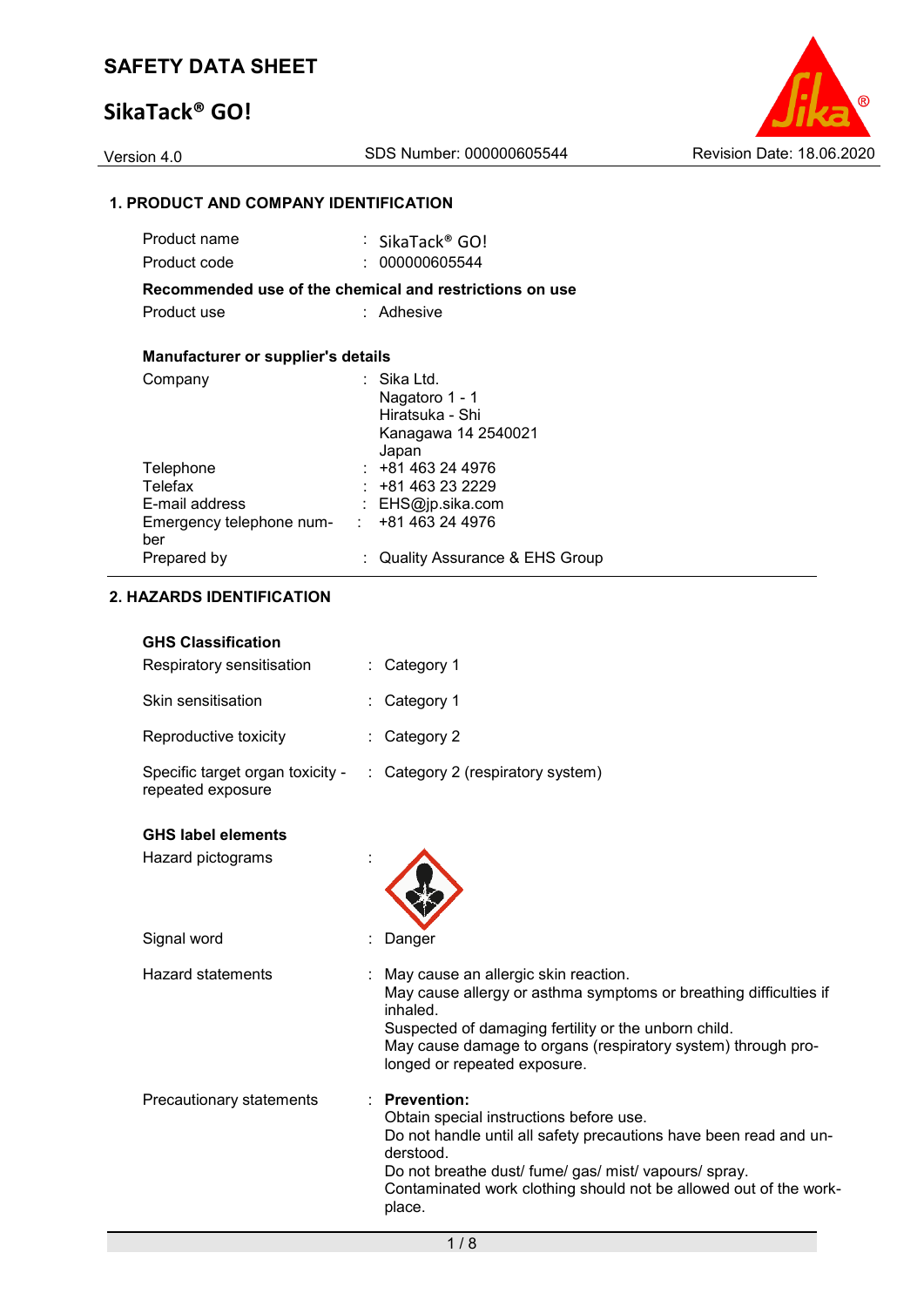# SAFETY DATA SHEET

## SikaTack® GO!

Version 4.0 | SDS Number: 000000605544 | Revision Date: 18.06.2020

### 1. PRODUCT AND COMPANY IDENTIFICATION

| | | |
|---|---|---|
| Product name | : | SikaTack® GO! |
| Product code | : | 000000605544 |

**Recommended use of the chemical and restrictions on use**

| | | |
|---|---|---|
| Product use | : | Adhesive |

**Manufacturer or supplier's details**

| | | |
|---|---|---|
| Company | : | Sika Ltd.<br>Nagatoro 1 - 1<br>Hiratsuka - Shi<br>Kanagawa 14 2540021<br>Japan |
| Telephone | : | +81 463 24 4976 |
| Telefax | : | +81 463 23 2229 |
| E-mail address | : | EHS@jp.sika.com |
| Emergency telephone number | : | +81 463 24 4976 |
| Prepared by | : | Quality Assurance & EHS Group |

### 2. HAZARDS IDENTIFICATION

**GHS Classification**

| | | |
|---|---|---|
| Respiratory sensitisation | : | Category 1 |
| Skin sensitisation | : | Category 1 |
| Reproductive toxicity | : | Category 2 |
| Specific target organ toxicity - repeated exposure | : | Category 2 (respiratory system) |

**GHS label elements**

Hazard pictograms :

Signal word : Danger

Hazard statements :
May cause an allergic skin reaction.
May cause allergy or asthma symptoms or breathing difficulties if inhaled.
Suspected of damaging fertility or the unborn child.
May cause damage to organs (respiratory system) through prolonged or repeated exposure.

Precautionary statements :
**Prevention:**
Obtain special instructions before use.
Do not handle until all safety precautions have been read and understood.
Do not breathe dust/ fume/ gas/ mist/ vapours/ spray.
Contaminated work clothing should not be allowed out of the workplace.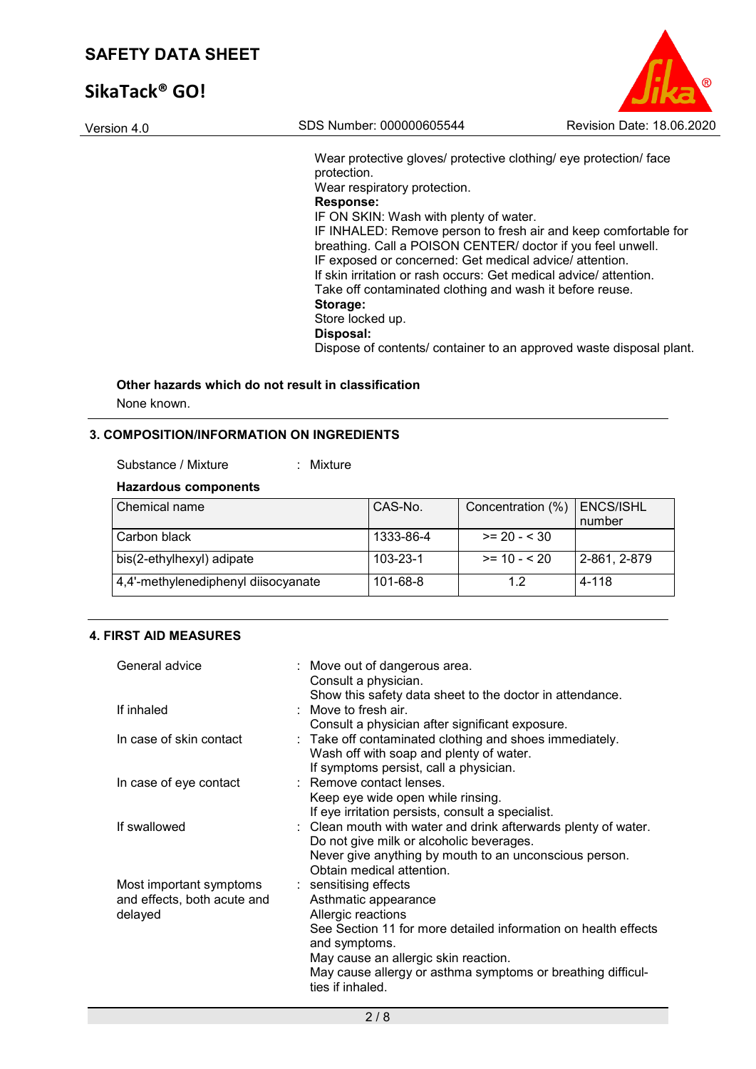Wear protective gloves/ protective clothing/ eye protection/ face protection.
Wear respiratory protection.
**Response:**
IF ON SKIN: Wash with plenty of water.
IF INHALED: Remove person to fresh air and keep comfortable for breathing. Call a POISON CENTER/ doctor if you feel unwell.
IF exposed or concerned: Get medical advice/ attention.
If skin irritation or rash occurs: Get medical advice/ attention.
Take off contaminated clothing and wash it before reuse.
**Storage:**
Store locked up.
**Disposal:**
Dispose of contents/ container to an approved waste disposal plant.

**Other hazards which do not result in classification**

None known.

## 3. COMPOSITION/INFORMATION ON INGREDIENTS

Substance / Mixture : Mixture

**Hazardous components**

| Chemical name | CAS-No. | Concentration (%) | ENCS/ISHL number |
|---|---|---|---|
| Carbon black | 1333-86-4 | >= 20 - < 30 | |
| bis(2-ethylhexyl) adipate | 103-23-1 | >= 10 - < 20 | 2-861, 2-879 |
| 4,4'-methylenediphenyl diisocyanate | 101-68-8 | 1.2 | 4-118 |

## 4. FIRST AID MEASURES

General advice : Move out of dangerous area.
Consult a physician.
Show this safety data sheet to the doctor in attendance.

If inhaled : Move to fresh air.
Consult a physician after significant exposure.

In case of skin contact : Take off contaminated clothing and shoes immediately.
Wash off with soap and plenty of water.
If symptoms persist, call a physician.

In case of eye contact : Remove contact lenses.
Keep eye wide open while rinsing.
If eye irritation persists, consult a specialist.

If swallowed : Clean mouth with water and drink afterwards plenty of water.
Do not give milk or alcoholic beverages.
Never give anything by mouth to an unconscious person.
Obtain medical attention.

Most important symptoms and effects, both acute and delayed : sensitising effects
Asthmatic appearance
Allergic reactions
See Section 11 for more detailed information on health effects and symptoms.
May cause an allergic skin reaction.
May cause allergy or asthma symptoms or breathing difficulties if inhaled.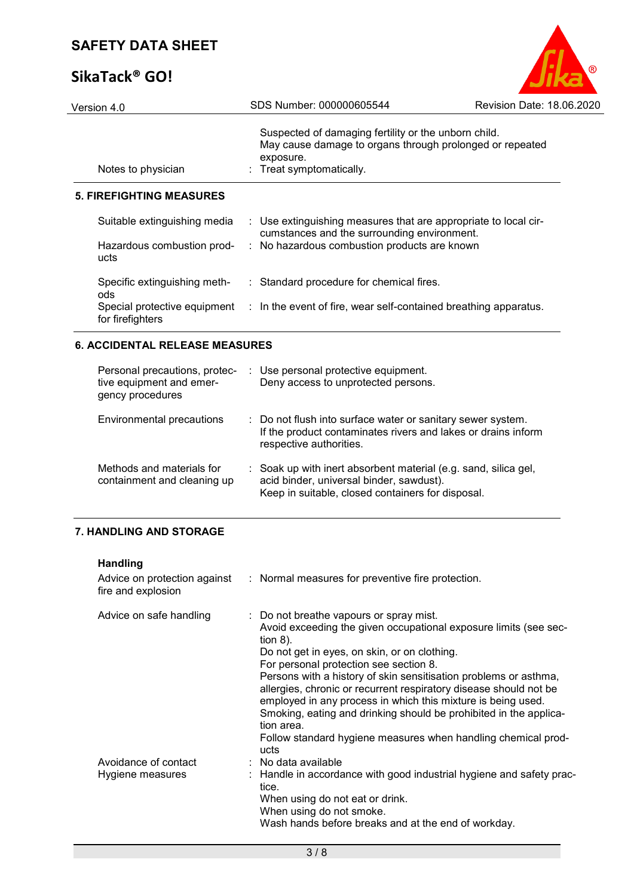| | |
|---|---|
| | Suspected of damaging fertility or the unborn child.<br>May cause damage to organs through prolonged or repeated exposure. |
| Notes to physician | : Treat symptomatically. |

## 5. FIREFIGHTING MEASURES

| | |
|---|---|
| Suitable extinguishing media | : Use extinguishing measures that are appropriate to local circumstances and the surrounding environment. |
| Hazardous combustion products | : No hazardous combustion products are known |
| Specific extinguishing methods | : Standard procedure for chemical fires. |
| Special protective equipment for firefighters | : In the event of fire, wear self-contained breathing apparatus. |

## 6. ACCIDENTAL RELEASE MEASURES

| | |
|---|---|
| Personal precautions, protective equipment and emergency procedures | : Use personal protective equipment.<br>Deny access to unprotected persons. |
| Environmental precautions | : Do not flush into surface water or sanitary sewer system.<br>If the product contaminates rivers and lakes or drains inform respective authorities. |
| Methods and materials for containment and cleaning up | : Soak up with inert absorbent material (e.g. sand, silica gel, acid binder, universal binder, sawdust).<br>Keep in suitable, closed containers for disposal. |

## 7. HANDLING AND STORAGE

**Handling**

| | |
|---|---|
| Advice on protection against fire and explosion | : Normal measures for preventive fire protection. |
| Advice on safe handling | : Do not breathe vapours or spray mist.<br>Avoid exceeding the given occupational exposure limits (see section 8).<br>Do not get in eyes, on skin, or on clothing.<br>For personal protection see section 8.<br>Persons with a history of skin sensitisation problems or asthma, allergies, chronic or recurrent respiratory disease should not be employed in any process in which this mixture is being used.<br>Smoking, eating and drinking should be prohibited in the application area.<br>Follow standard hygiene measures when handling chemical products |
| Avoidance of contact | : No data available |
| Hygiene measures | : Handle in accordance with good industrial hygiene and safety practice.<br>When using do not eat or drink.<br>When using do not smoke.<br>Wash hands before breaks and at the end of workday. |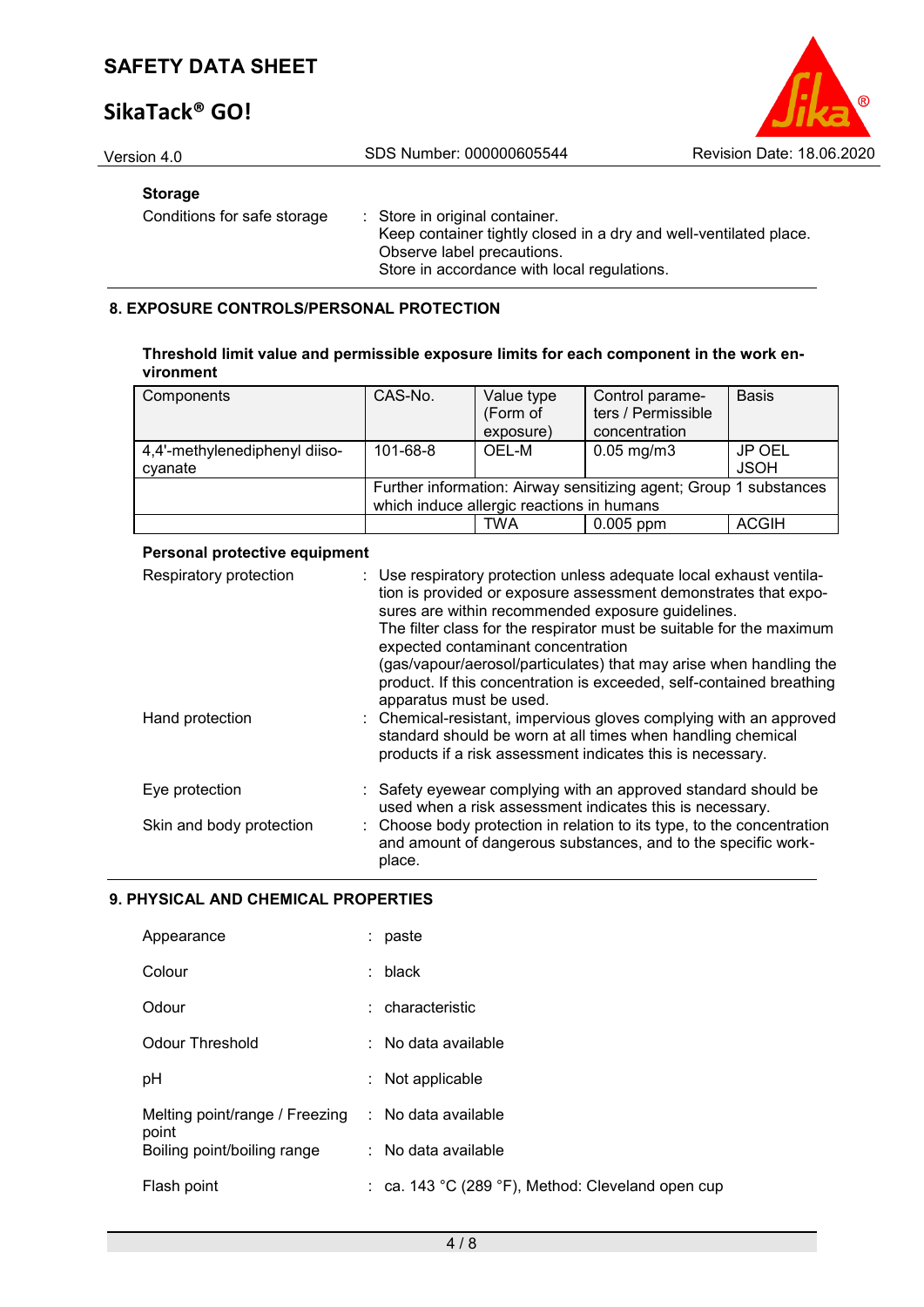**Storage**

Conditions for safe storage : Store in original container.
Keep container tightly closed in a dry and well-ventilated place.
Observe label precautions.
Store in accordance with local regulations.

## 8. EXPOSURE CONTROLS/PERSONAL PROTECTION

**Threshold limit value and permissible exposure limits for each component in the work environment**

| Components | CAS-No. | Value type (Form of exposure) | Control parameters / Permissible concentration | Basis |
|---|---|---|---|---|
| 4,4'-methylenediphenyl diisocyanate | 101-68-8 | OEL-M | 0.05 mg/m3 | JP OEL JSOH |
| | Further information: Airway sensitizing agent; Group 1 substances which induce allergic reactions in humans | | | |
| | | TWA | 0.005 ppm | ACGIH |

**Personal protective equipment**

Respiratory protection : Use respiratory protection unless adequate local exhaust ventilation is provided or exposure assessment demonstrates that exposures are within recommended exposure guidelines.
The filter class for the respirator must be suitable for the maximum expected contaminant concentration (gas/vapour/aerosol/particulates) that may arise when handling the product. If this concentration is exceeded, self-contained breathing apparatus must be used.

Hand protection : Chemical-resistant, impervious gloves complying with an approved standard should be worn at all times when handling chemical products if a risk assessment indicates this is necessary.

Eye protection : Safety eyewear complying with an approved standard should be used when a risk assessment indicates this is necessary.

Skin and body protection : Choose body protection in relation to its type, to the concentration and amount of dangerous substances, and to the specific workplace.

## 9. PHYSICAL AND CHEMICAL PROPERTIES

Appearance : paste

Colour : black

Odour : characteristic

Odour Threshold : No data available

pH : Not applicable

Melting point/range / Freezing point : No data available

Boiling point/boiling range : No data available

Flash point : ca. 143 °C (289 °F), Method: Cleveland open cup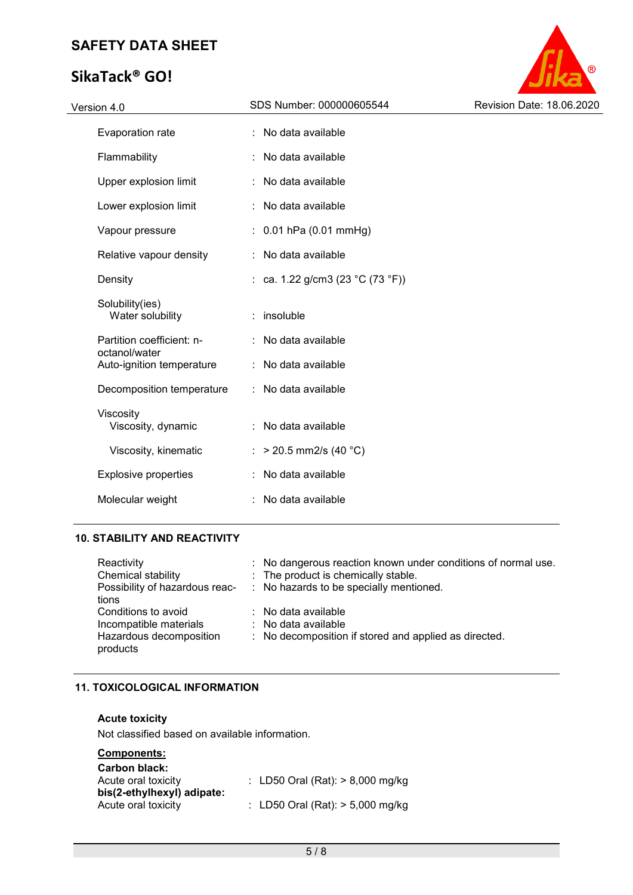| | | |
|---|---|---|
| Evaporation rate | : | No data available |
| Flammability | : | No data available |
| Upper explosion limit | : | No data available |
| Lower explosion limit | : | No data available |
| Vapour pressure | : | 0.01 hPa (0.01 mmHg) |
| Relative vapour density | : | No data available |
| Density | : | ca. 1.22 g/cm3 (23 °C (73 °F)) |
| Solubility(ies)<br>Water solubility | : | insoluble |
| Partition coefficient: n-octanol/water | : | No data available |
| Auto-ignition temperature | : | No data available |
| Decomposition temperature | : | No data available |
| Viscosity<br>Viscosity, dynamic | : | No data available |
| Viscosity, kinematic | : | > 20.5 mm2/s (40 °C) |
| Explosive properties | : | No data available |
| Molecular weight | : | No data available |

## 10. STABILITY AND REACTIVITY

| | | |
|---|---|---|
| Reactivity | : | No dangerous reaction known under conditions of normal use. |
| Chemical stability | : | The product is chemically stable. |
| Possibility of hazardous reactions | : | No hazards to be specially mentioned. |
| Conditions to avoid | : | No data available |
| Incompatible materials | : | No data available |
| Hazardous decomposition products | : | No decomposition if stored and applied as directed. |

## 11. TOXICOLOGICAL INFORMATION

**Acute toxicity**

Not classified based on available information.

**Components:**

**Carbon black:**

Acute oral toxicity : LD50 Oral (Rat): > 8,000 mg/kg

**bis(2-ethylhexyl) adipate:**

Acute oral toxicity : LD50 Oral (Rat): > 5,000 mg/kg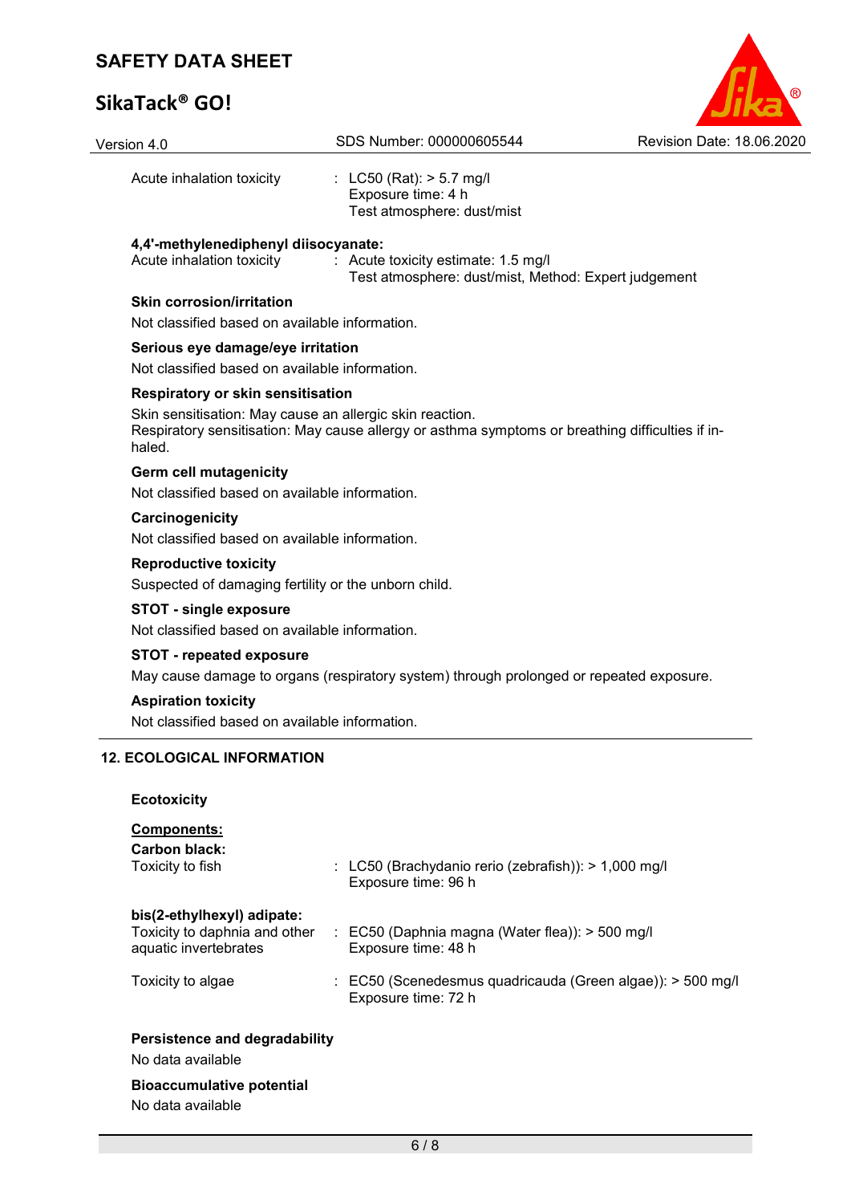Acute inhalation toxicity : LC50 (Rat): > 5.7 mg/l
Exposure time: 4 h
Test atmosphere: dust/mist

**4,4'-methylenediphenyl diisocyanate:**

Acute inhalation toxicity : Acute toxicity estimate: 1.5 mg/l
Test atmosphere: dust/mist, Method: Expert judgement

**Skin corrosion/irritation**

Not classified based on available information.

**Serious eye damage/eye irritation**

Not classified based on available information.

**Respiratory or skin sensitisation**

Skin sensitisation: May cause an allergic skin reaction.
Respiratory sensitisation: May cause allergy or asthma symptoms or breathing difficulties if in-haled.

**Germ cell mutagenicity**

Not classified based on available information.

**Carcinogenicity**

Not classified based on available information.

**Reproductive toxicity**

Suspected of damaging fertility or the unborn child.

**STOT - single exposure**

Not classified based on available information.

**STOT - repeated exposure**

May cause damage to organs (respiratory system) through prolonged or repeated exposure.

**Aspiration toxicity**

Not classified based on available information.

## 12. ECOLOGICAL INFORMATION

**Ecotoxicity**

**Components:**

**Carbon black:**

Toxicity to fish : LC50 (Brachydanio rerio (zebrafish)): > 1,000 mg/l
Exposure time: 96 h

**bis(2-ethylhexyl) adipate:**

Toxicity to daphnia and other aquatic invertebrates : EC50 (Daphnia magna (Water flea)): > 500 mg/l
Exposure time: 48 h

Toxicity to algae : EC50 (Scenedesmus quadricauda (Green algae)): > 500 mg/l
Exposure time: 72 h

**Persistence and degradability**

No data available

**Bioaccumulative potential**

No data available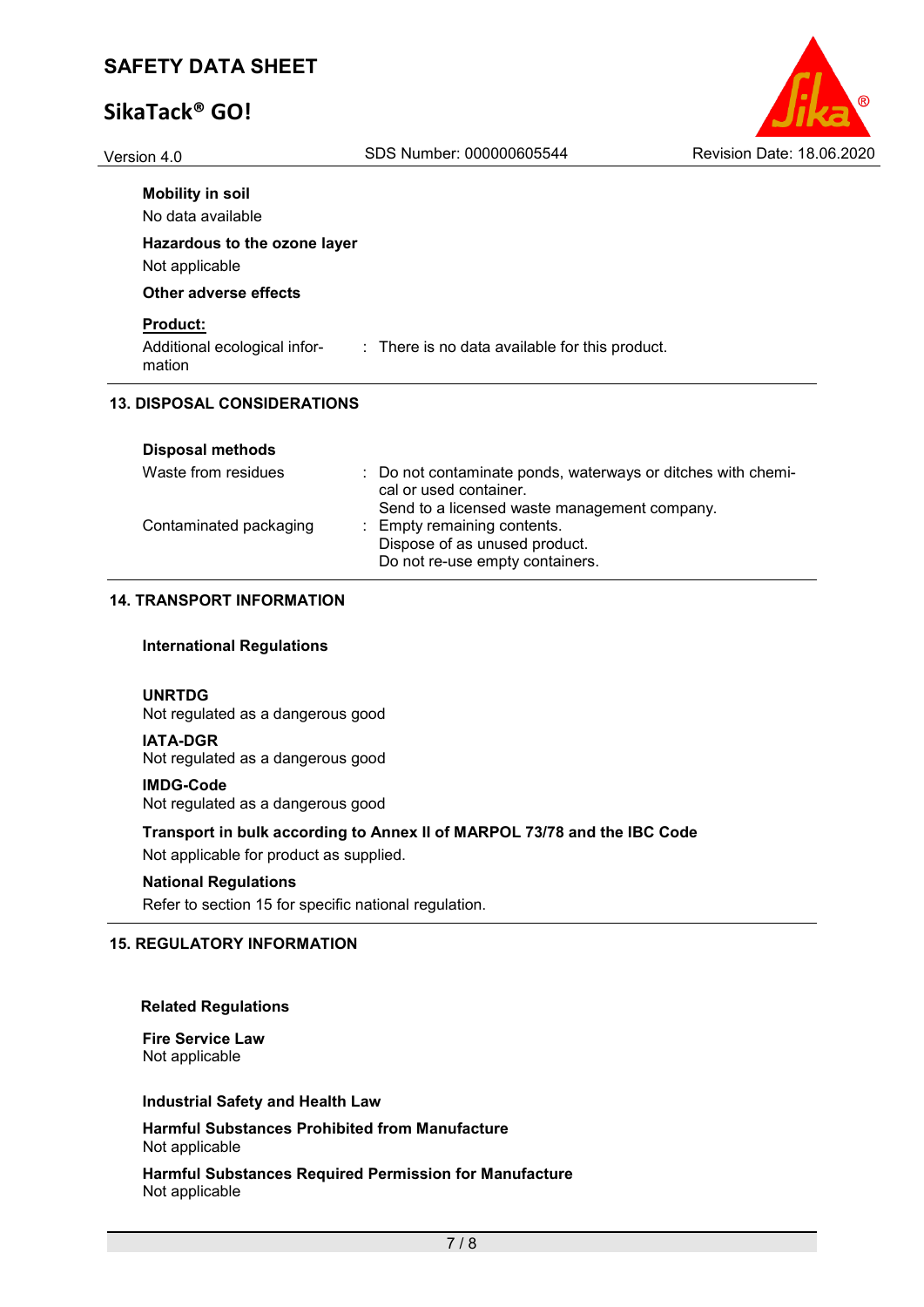**Mobility in soil**

No data available

**Hazardous to the ozone layer**

Not applicable

**Other adverse effects**

**Product:**

| | |
|---|---|
| Additional ecological information | : There is no data available for this product. |

## 13. DISPOSAL CONSIDERATIONS

**Disposal methods**

| | |
|---|---|
| Waste from residues | : Do not contaminate ponds, waterways or ditches with chemical or used container. Send to a licensed waste management company. |
| Contaminated packaging | : Empty remaining contents. Dispose of as unused product. Do not re-use empty containers. |

## 14. TRANSPORT INFORMATION

**International Regulations**

**UNRTDG**

Not regulated as a dangerous good

**IATA-DGR**

Not regulated as a dangerous good

**IMDG-Code**

Not regulated as a dangerous good

**Transport in bulk according to Annex II of MARPOL 73/78 and the IBC Code**

Not applicable for product as supplied.

**National Regulations**

Refer to section 15 for specific national regulation.

## 15. REGULATORY INFORMATION

**Related Regulations**

**Fire Service Law**

Not applicable

**Industrial Safety and Health Law**

**Harmful Substances Prohibited from Manufacture**

Not applicable

**Harmful Substances Required Permission for Manufacture**

Not applicable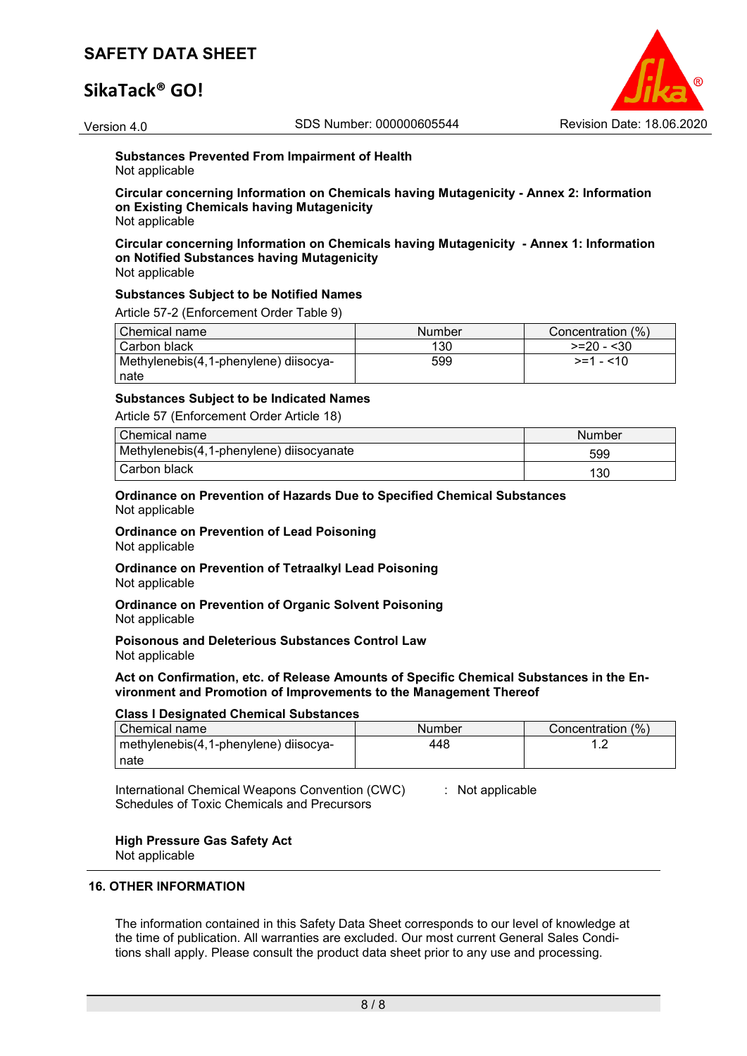**Substances Prevented From Impairment of Health**
Not applicable

**Circular concerning Information on Chemicals having Mutagenicity - Annex 2: Information on Existing Chemicals having Mutagenicity**
Not applicable

**Circular concerning Information on Chemicals having Mutagenicity - Annex 1: Information on Notified Substances having Mutagenicity**
Not applicable

**Substances Subject to be Notified Names**

Article 57-2 (Enforcement Order Table 9)

| Chemical name | Number | Concentration (%) |
|---|---|---|
| Carbon black | 130 | >=20 - <30 |
| Methylenebis(4,1-phenylene) diisocyanate | 599 | >=1 - <10 |

**Substances Subject to be Indicated Names**

Article 57 (Enforcement Order Article 18)

| Chemical name | Number |
|---|---|
| Methylenebis(4,1-phenylene) diisocyanate | 599 |
| Carbon black | 130 |

**Ordinance on Prevention of Hazards Due to Specified Chemical Substances**
Not applicable

**Ordinance on Prevention of Lead Poisoning**
Not applicable

**Ordinance on Prevention of Tetraalkyl Lead Poisoning**
Not applicable

**Ordinance on Prevention of Organic Solvent Poisoning**
Not applicable

**Poisonous and Deleterious Substances Control Law**
Not applicable

**Act on Confirmation, etc. of Release Amounts of Specific Chemical Substances in the Environment and Promotion of Improvements to the Management Thereof**

**Class I Designated Chemical Substances**

| Chemical name | Number | Concentration (%) |
|---|---|---|
| methylenebis(4,1-phenylene) diisocyanate | 448 | 1.2 |

International Chemical Weapons Convention (CWC) Schedules of Toxic Chemicals and Precursors : Not applicable

**High Pressure Gas Safety Act**
Not applicable

## 16. OTHER INFORMATION

The information contained in this Safety Data Sheet corresponds to our level of knowledge at the time of publication. All warranties are excluded. Our most current General Sales Conditions shall apply. Please consult the product data sheet prior to any use and processing.